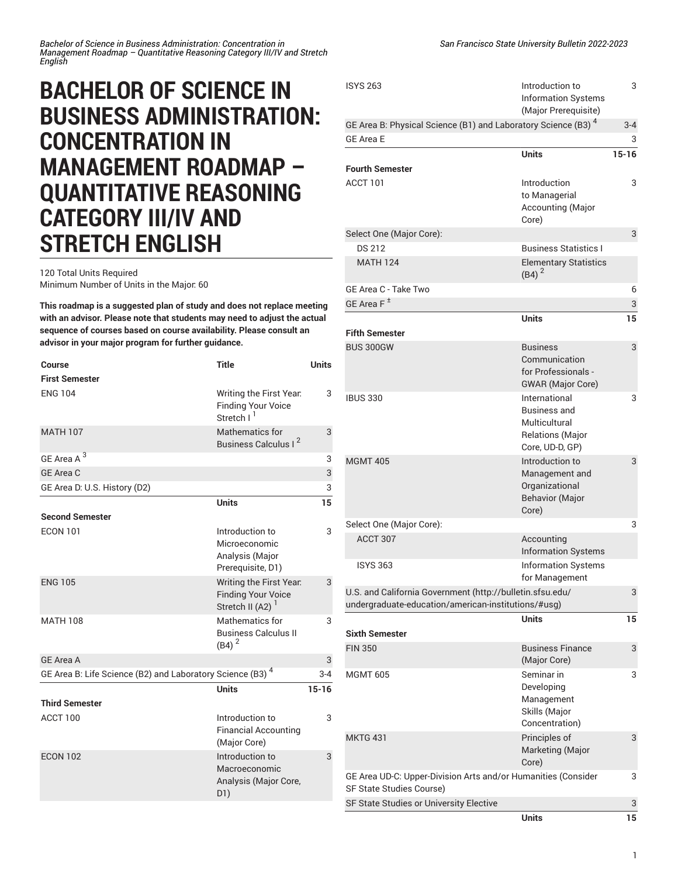# BACHELOR OF SCIENCE IN BUSINESS ADMINISTRATION: CONCENTRATION IN MANAGEMENT ROADMAP – QUANTITATIVE REASONING CATEGORY III/IV AND STRETCH ENGLISH

120 Total Units Required
Minimum Number of Units in the Major: 60

**This roadmap is a suggested plan of study and does not replace meeting with an advisor. Please note that students may need to adjust the actual sequence of courses based on course availability. Please consult an advisor in your major program for further guidance.**

| Course | Title | Units |
|---|---|---|
| **First Semester** | | |
| ENG 104 | Writing the First Year: Finding Your Voice Stretch I [1] | 3 |
| MATH 107 | Mathematics for Business Calculus I [2] | 3 |
| GE Area A [3] | | 3 |
| GE Area C | | 3 |
| GE Area D: U.S. History (D2) | | 3 |
| | **Units** | **15** |
| **Second Semester** | | |
| ECON 101 | Introduction to Microeconomic Analysis (Major Prerequisite, D1) | 3 |
| ENG 105 | Writing the First Year: Finding Your Voice Stretch II (A2) [1] | 3 |
| MATH 108 | Mathematics for Business Calculus II (B4) [2] | 3 |
| GE Area A | | 3 |
| GE Area B: Life Science (B2) and Laboratory Science (B3) [4] | | 3-4 |
| | **Units** | **15-16** |
| **Third Semester** | | |
| ACCT 100 | Introduction to Financial Accounting (Major Core) | 3 |
| ECON 102 | Introduction to Macroeconomic Analysis (Major Core, D1) | 3 |
| ISYS 263 | Introduction to Information Systems (Major Prerequisite) | 3 |
| GE Area B: Physical Science (B1) and Laboratory Science (B3) [4] | | 3-4 |
| GE Area E | | 3 |
| | **Units** | **15-16** |
| **Fourth Semester** | | |
| ACCT 101 | Introduction to Managerial Accounting (Major Core) | 3 |
| Select One (Major Core): | | 3 |
| DS 212 | Business Statistics I | |
| MATH 124 | Elementary Statistics (B4) [2] | |
| GE Area C - Take Two | | 6 |
| GE Area F [±] | | 3 |
| | **Units** | **15** |
| **Fifth Semester** | | |
| BUS 300GW | Business Communication for Professionals - GWAR (Major Core) | 3 |
| IBUS 330 | International Business and Multicultural Relations (Major Core, UD-D, GP) | 3 |
| MGMT 405 | Introduction to Management and Organizational Behavior (Major Core) | 3 |
| Select One (Major Core): | | 3 |
| ACCT 307 | Accounting Information Systems | |
| ISYS 363 | Information Systems for Management | |
| U.S. and California Government (http://bulletin.sfsu.edu/undergraduate-education/american-institutions/#usg) | | 3 |
| | **Units** | **15** |
| **Sixth Semester** | | |
| FIN 350 | Business Finance (Major Core) | 3 |
| MGMT 605 | Seminar in Developing Management Skills (Major Concentration) | 3 |
| MKTG 431 | Principles of Marketing (Major Core) | 3 |
| GE Area UD-C: Upper-Division Arts and/or Humanities (Consider SF State Studies Course) | | 3 |
| SF State Studies or University Elective | | 3 |
| | **Units** | **15** |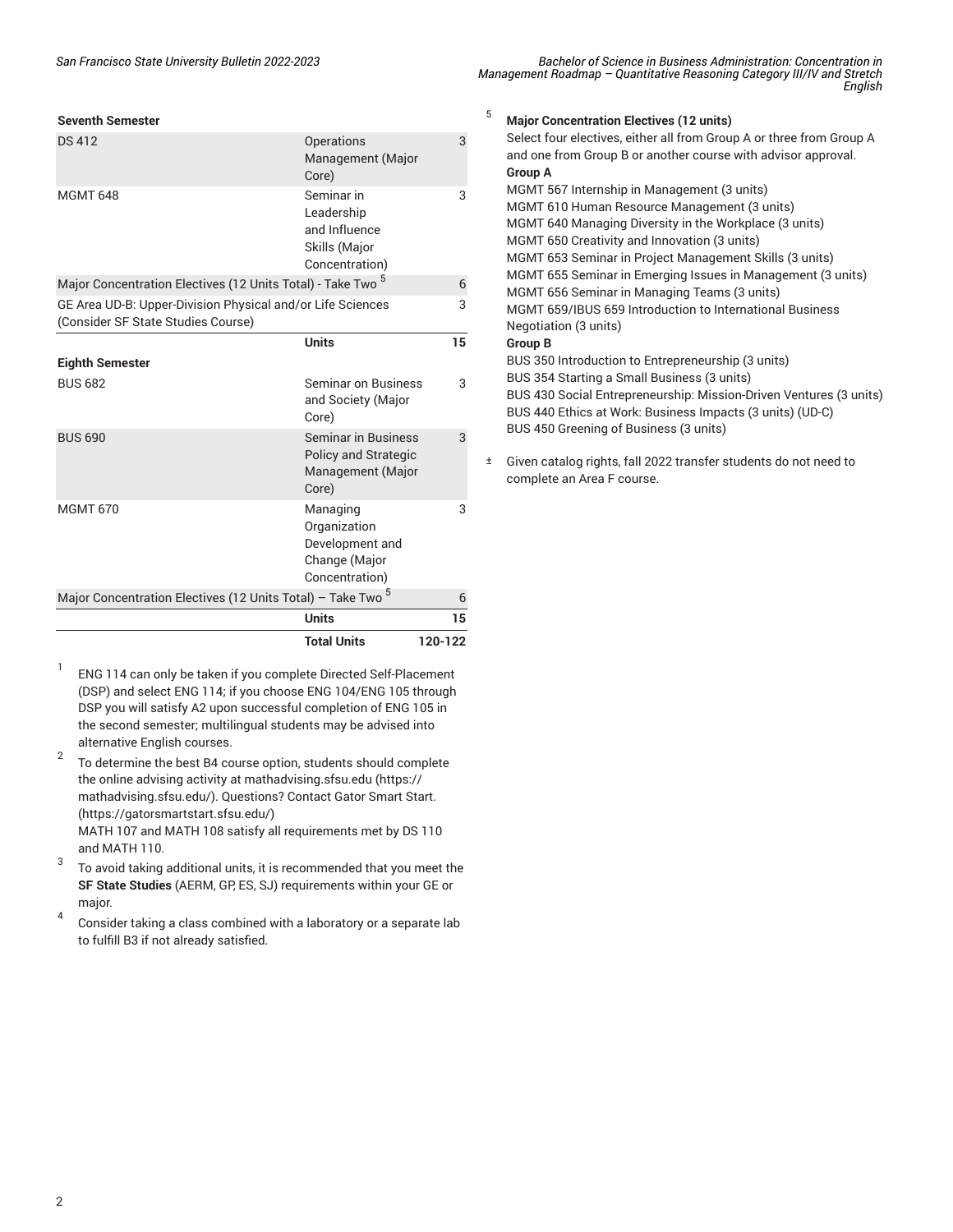| | | |
|---|---|---|
| **Seventh Semester** | | |
| DS 412 | Operations Management (Major Core) | 3 |
| MGMT 648 | Seminar in Leadership and Influence Skills (Major Concentration) | 3 |
| Major Concentration Electives (12 Units Total) - Take Two [5] | | 6 |
| GE Area UD-B: Upper-Division Physical and/or Life Sciences (Consider SF State Studies Course) | | 3 |
| | **Units** | **15** |
| **Eighth Semester** | | |
| BUS 682 | Seminar on Business and Society (Major Core) | 3 |
| BUS 690 | Seminar in Business Policy and Strategic Management (Major Core) | 3 |
| MGMT 670 | Managing Organization Development and Change (Major Concentration) | 3 |
| Major Concentration Electives (12 Units Total) – Take Two [5] | | 6 |
| | **Units** | **15** |
| | **Total Units** | **120-122** |

1. ENG 114 can only be taken if you complete Directed Self-Placement (DSP) and select ENG 114; if you choose ENG 104/ENG 105 through DSP you will satisfy A2 upon successful completion of ENG 105 in the second semester; multilingual students may be advised into alternative English courses.
2. To determine the best B4 course option, students should complete the online advising activity at mathadvising.sfsu.edu (https://mathadvising.sfsu.edu/). Questions? Contact Gator Smart Start. (https://gatorsmartstart.sfsu.edu/)
   MATH 107 and MATH 108 satisfy all requirements met by DS 110 and MATH 110.
3. To avoid taking additional units, it is recommended that you meet the **SF State Studies** (AERM, GP, ES, SJ) requirements within your GE or major.
4. Consider taking a class combined with a laboratory or a separate lab to fulfill B3 if not already satisfied.
5. **Major Concentration Electives (12 units)**
   Select four electives, either all from Group A or three from Group A and one from Group B or another course with advisor approval.
   **Group A**
   MGMT 567 Internship in Management (3 units)
   MGMT 610 Human Resource Management (3 units)
   MGMT 640 Managing Diversity in the Workplace (3 units)
   MGMT 650 Creativity and Innovation (3 units)
   MGMT 653 Seminar in Project Management Skills (3 units)
   MGMT 655 Seminar in Emerging Issues in Management (3 units)
   MGMT 656 Seminar in Managing Teams (3 units)
   MGMT 659/IBUS 659 Introduction to International Business Negotiation (3 units)
   **Group B**
   BUS 350 Introduction to Entrepreneurship (3 units)
   BUS 354 Starting a Small Business (3 units)
   BUS 430 Social Entrepreneurship: Mission-Driven Ventures (3 units)
   BUS 440 Ethics at Work: Business Impacts (3 units) (UD-C)
   BUS 450 Greening of Business (3 units)

± Given catalog rights, fall 2022 transfer students do not need to complete an Area F course.